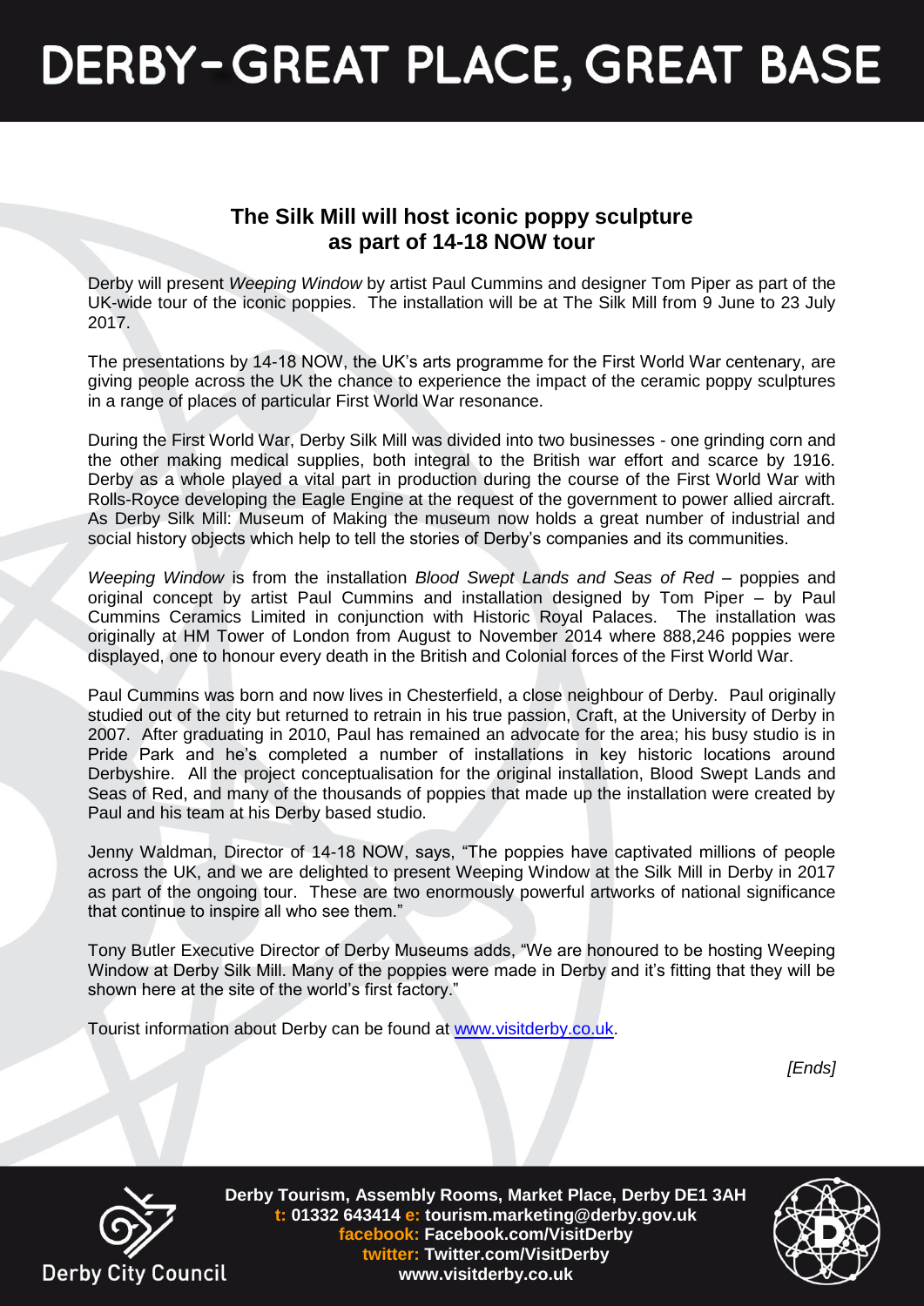# DERBY – GREAT PLACE, GREAT BASE

## The Silk Mill will host iconic poppy sculpture as part of 14-18 NOW tour

Derby will present *Weeping Window* by artist Paul Cummins and designer Tom Piper as part of the UK-wide tour of the iconic poppies. The installation will be at The Silk Mill from 9 June to 23 July 2017.

The presentations by 14-18 NOW, the UK's arts programme for the First World War centenary, are giving people across the UK the chance to experience the impact of the ceramic poppy sculptures in a range of places of particular First World War resonance.

During the First World War, Derby Silk Mill was divided into two businesses - one grinding corn and the other making medical supplies, both integral to the British war effort and scarce by 1916. Derby as a whole played a vital part in production during the course of the First World War with Rolls-Royce developing the Eagle Engine at the request of the government to power allied aircraft. As Derby Silk Mill: Museum of Making the museum now holds a great number of industrial and social history objects which help to tell the stories of Derby's companies and its communities.

*Weeping Window* is from the installation *Blood Swept Lands and Seas of Red* – poppies and original concept by artist Paul Cummins and installation designed by Tom Piper – by Paul Cummins Ceramics Limited in conjunction with Historic Royal Palaces. The installation was originally at HM Tower of London from August to November 2014 where 888,246 poppies were displayed, one to honour every death in the British and Colonial forces of the First World War.

Paul Cummins was born and now lives in Chesterfield, a close neighbour of Derby. Paul originally studied out of the city but returned to retrain in his true passion, Craft, at the University of Derby in 2007. After graduating in 2010, Paul has remained an advocate for the area; his busy studio is in Pride Park and he's completed a number of installations in key historic locations around Derbyshire. All the project conceptualisation for the original installation, Blood Swept Lands and Seas of Red, and many of the thousands of poppies that made up the installation were created by Paul and his team at his Derby based studio.

Jenny Waldman, Director of 14-18 NOW, says, "The poppies have captivated millions of people across the UK, and we are delighted to present Weeping Window at the Silk Mill in Derby in 2017 as part of the ongoing tour. These are two enormously powerful artworks of national significance that continue to inspire all who see them."

Tony Butler Executive Director of Derby Museums adds, "We are honoured to be hosting Weeping Window at Derby Silk Mill. Many of the poppies were made in Derby and it's fitting that they will be shown here at the site of the world's first factory."

Tourist information about Derby can be found at [www.visitderby.co.uk](http://www.visitderby.co.uk).

*[Ends]*

Derby City Council

**Derby Tourism, Assembly Rooms, Market Place, Derby DE1 3AH**
**t: 01332 643414 e: tourism.marketing@derby.gov.uk**
**facebook: Facebook.com/VisitDerby**
**twitter: Twitter.com/VisitDerby**
**www.visitderby.co.uk**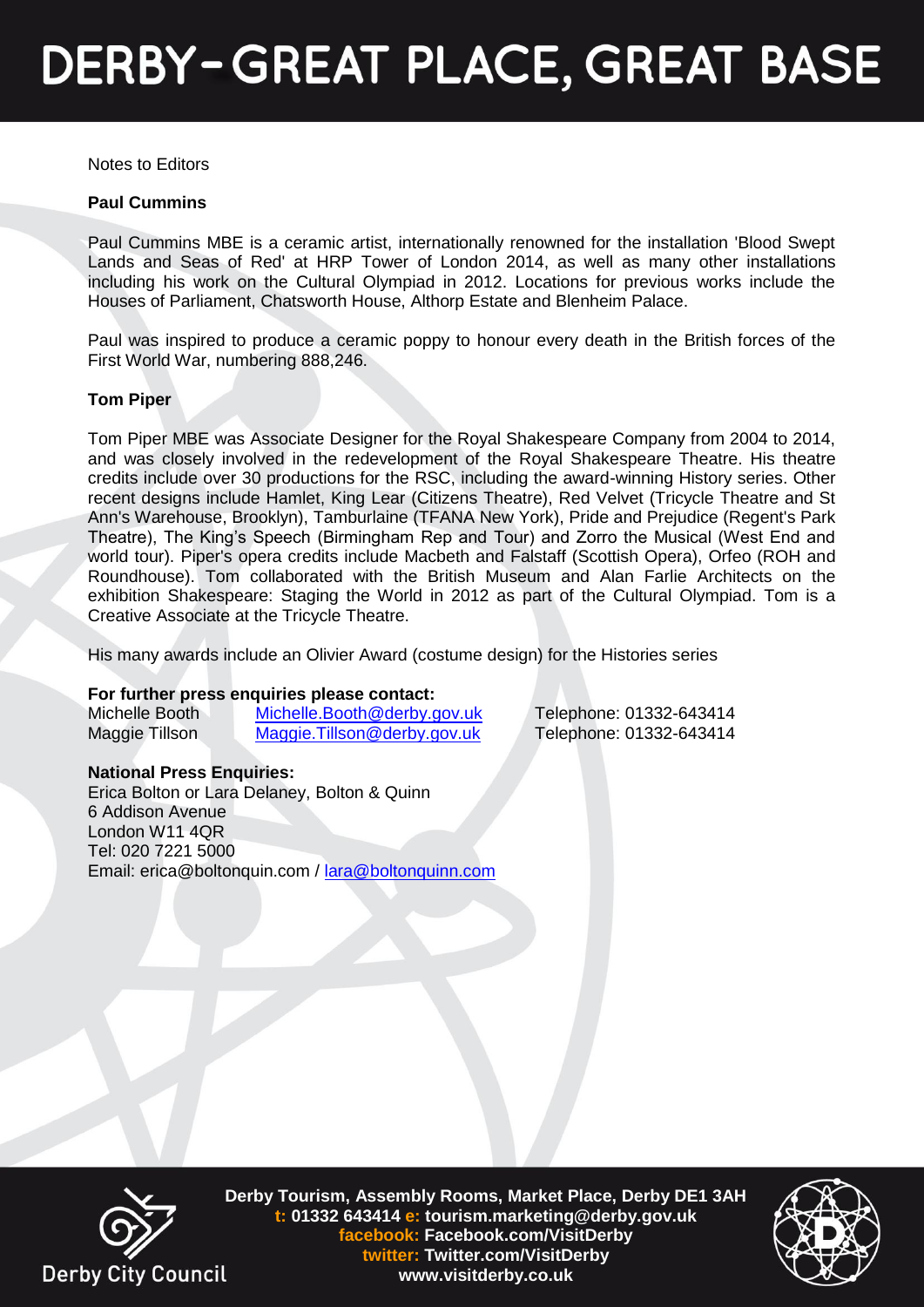Notes to Editors

**Paul Cummins**

Paul Cummins MBE is a ceramic artist, internationally renowned for the installation 'Blood Swept Lands and Seas of Red' at HRP Tower of London 2014, as well as many other installations including his work on the Cultural Olympiad in 2012. Locations for previous works include the Houses of Parliament, Chatsworth House, Althorp Estate and Blenheim Palace.

Paul was inspired to produce a ceramic poppy to honour every death in the British forces of the First World War, numbering 888,246.

**Tom Piper**

Tom Piper MBE was Associate Designer for the Royal Shakespeare Company from 2004 to 2014, and was closely involved in the redevelopment of the Royal Shakespeare Theatre. His theatre credits include over 30 productions for the RSC, including the award-winning History series. Other recent designs include Hamlet, King Lear (Citizens Theatre), Red Velvet (Tricycle Theatre and St Ann's Warehouse, Brooklyn), Tamburlaine (TFANA New York), Pride and Prejudice (Regent's Park Theatre), The King's Speech (Birmingham Rep and Tour) and Zorro the Musical (West End and world tour). Piper's opera credits include Macbeth and Falstaff (Scottish Opera), Orfeo (ROH and Roundhouse). Tom collaborated with the British Museum and Alan Farlie Architects on the exhibition Shakespeare: Staging the World in 2012 as part of the Cultural Olympiad. Tom is a Creative Associate at the Tricycle Theatre.

His many awards include an Olivier Award (costume design) for the Histories series

**For further press enquiries please contact:**

| | | |
|---|---|---|
| Michelle Booth | Michelle.Booth@derby.gov.uk | Telephone: 01332-643414 |
| Maggie Tillson | Maggie.Tillson@derby.gov.uk | Telephone: 01332-643414 |

**National Press Enquiries:**
Erica Bolton or Lara Delaney, Bolton & Quinn
6 Addison Avenue
London W11 4QR
Tel: 020 7221 5000
Email: erica@boltonquin.com / lara@boltonquinn.com

Derby Tourism, Assembly Rooms, Market Place, Derby DE1 3AH
t: 01332 643414 e: tourism.marketing@derby.gov.uk
facebook: Facebook.com/VisitDerby
twitter: Twitter.com/VisitDerby
www.visitderby.co.uk